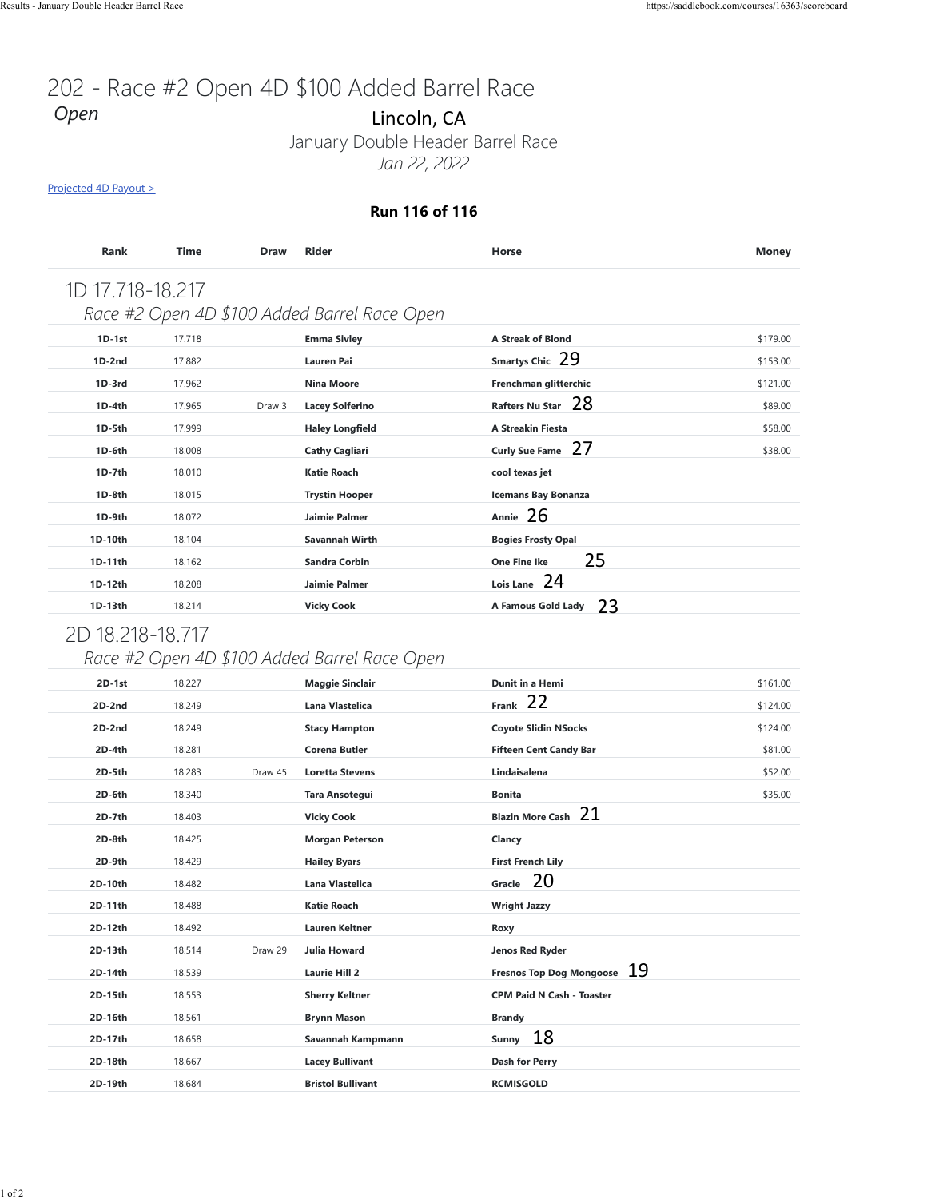# 202 - Race #2 Open 4D $100 Added Barrel Race

*Open*

Lincoln, CA

January Double Header Barrel Race

*Jan 22, 2022*

[Projected 4D Payout >]

**Run 116 of 116**

## 1D 17.718-18.217

*Race #2 Open 4D $100 Added Barrel Race Open*

| Rank | Time | Draw | Rider | Horse | Money |
|---|---|---|---|---|---|
| 1D-1st | 17.718 | | Emma Sivley | A Streak of Blond | $179.00 |
| 1D-2nd | 17.882 | | Lauren Pai | Smartys Chic 29 | $153.00 |
| 1D-3rd | 17.962 | | Nina Moore | Frenchman glitterchic | $121.00 |
| 1D-4th | 17.965 | Draw 3 | Lacey Solferino | Rafters Nu Star 28 | $89.00 |
| 1D-5th | 17.999 | | Haley Longfield | A Streakin Fiesta | $58.00 |
| 1D-6th | 18.008 | | Cathy Cagliari | Curly Sue Fame 27 | $38.00 |
| 1D-7th | 18.010 | | Katie Roach | cool texas jet | |
| 1D-8th | 18.015 | | Trystin Hooper | Icemans Bay Bonanza | |
| 1D-9th | 18.072 | | Jaimie Palmer | Annie 26 | |
| 1D-10th | 18.104 | | Savannah Wirth | Bogies Frosty Opal | |
| 1D-11th | 18.162 | | Sandra Corbin | One Fine Ike 25 | |
| 1D-12th | 18.208 | | Jaimie Palmer | Lois Lane 24 | |
| 1D-13th | 18.214 | | Vicky Cook | A Famous Gold Lady 23 | |

## 2D 18.218-18.717

*Race #2 Open 4D $100 Added Barrel Race Open*

| Rank | Time | Draw | Rider | Horse | Money |
|---|---|---|---|---|---|
| 2D-1st | 18.227 | | Maggie Sinclair | Dunit in a Hemi | $161.00 |
| 2D-2nd | 18.249 | | Lana Vlastelica | Frank 22 | $124.00 |
| 2D-2nd | 18.249 | | Stacy Hampton | Coyote Slidin NSocks | $124.00 |
| 2D-4th | 18.281 | | Corena Butler | Fifteen Cent Candy Bar | $81.00 |
| 2D-5th | 18.283 | Draw 45 | Loretta Stevens | Lindaisalena | $52.00 |
| 2D-6th | 18.340 | | Tara Ansotegui | Bonita | $35.00 |
| 2D-7th | 18.403 | | Vicky Cook | Blazin More Cash 21 | |
| 2D-8th | 18.425 | | Morgan Peterson | Clancy | |
| 2D-9th | 18.429 | | Hailey Byars | First French Lily | |
| 2D-10th | 18.482 | | Lana Vlastelica | Gracie 20 | |
| 2D-11th | 18.488 | | Katie Roach | Wright Jazzy | |
| 2D-12th | 18.492 | | Lauren Keltner | Roxy | |
| 2D-13th | 18.514 | Draw 29 | Julia Howard | Jenos Red Ryder | |
| 2D-14th | 18.539 | | Laurie Hill 2 | Fresnos Top Dog Mongoose 19 | |
| 2D-15th | 18.553 | | Sherry Keltner | CPM Paid N Cash - Toaster | |
| 2D-16th | 18.561 | | Brynn Mason | Brandy | |
| 2D-17th | 18.658 | | Savannah Kampmann | Sunny 18 | |
| 2D-18th | 18.667 | | Lacey Bullivant | Dash for Perry | |
| 2D-19th | 18.684 | | Bristol Bullivant | RCMISGOLD | |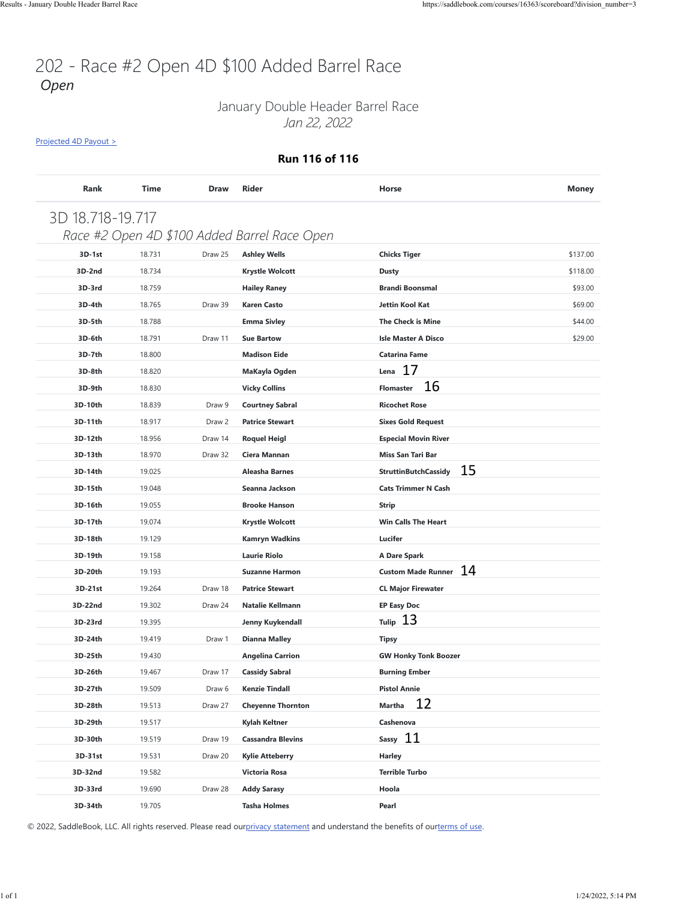# 202 - Race #2 Open 4D $100 Added Barrel Race

*Open*

January Double Header Barrel Race

*Jan 22, 2022*

[Projected 4D Payout >](#)

**Run 116 of 116**

| Rank | Time | Draw | Rider | Horse | Money |
|---|---|---|---|---|---|
| **3D 18.718-19.717** | | | | | |
| *Race #2 Open 4D $100 Added Barrel Race Open* | | | | | |
| **3D-1st** | 18.731 | Draw 25 | **Ashley Wells** | **Chicks Tiger** | $137.00 |
| **3D-2nd** | 18.734 | | **Krystle Wolcott** | **Dusty** | $118.00 |
| **3D-3rd** | 18.759 | | **Hailey Raney** | **Brandi Boonsmal** | $93.00 |
| **3D-4th** | 18.765 | Draw 39 | **Karen Casto** | **Jettin Kool Kat** | $69.00 |
| **3D-5th** | 18.788 | | **Emma Sivley** | **The Check is Mine** | $44.00 |
| **3D-6th** | 18.791 | Draw 11 | **Sue Bartow** | **Isle Master A Disco** | $29.00 |
| **3D-7th** | 18.800 | | **Madison Eide** | **Catarina Fame** | |
| **3D-8th** | 18.820 | | **MaKayla Ogden** | **Lena** 17 | |
| **3D-9th** | 18.830 | | **Vicky Collins** | **Flomaster** 16 | |
| **3D-10th** | 18.839 | Draw 9 | **Courtney Sabral** | **Ricochet Rose** | |
| **3D-11th** | 18.917 | Draw 2 | **Patrice Stewart** | **Sixes Gold Request** | |
| **3D-12th** | 18.956 | Draw 14 | **Roquel Heigl** | **Especial Movin River** | |
| **3D-13th** | 18.970 | Draw 32 | **Ciera Mannan** | **Miss San Tari Bar** | |
| **3D-14th** | 19.025 | | **Aleasha Barnes** | **StruttinButchCassidy** 15 | |
| **3D-15th** | 19.048 | | **Seanna Jackson** | **Cats Trimmer N Cash** | |
| **3D-16th** | 19.055 | | **Brooke Hanson** | **Strip** | |
| **3D-17th** | 19.074 | | **Krystle Wolcott** | **Win Calls The Heart** | |
| **3D-18th** | 19.129 | | **Kamryn Wadkins** | **Lucifer** | |
| **3D-19th** | 19.158 | | **Laurie Riolo** | **A Dare Spark** | |
| **3D-20th** | 19.193 | | **Suzanne Harmon** | **Custom Made Runner** 14 | |
| **3D-21st** | 19.264 | Draw 18 | **Patrice Stewart** | **CL Major Firewater** | |
| **3D-22nd** | 19.302 | Draw 24 | **Natalie Kellmann** | **EP Easy Doc** | |
| **3D-23rd** | 19.395 | | **Jenny Kuykendall** | **Tulip** 13 | |
| **3D-24th** | 19.419 | Draw 1 | **Dianna Malley** | **Tipsy** | |
| **3D-25th** | 19.430 | | **Angelina Carrion** | **GW Honky Tonk Boozer** | |
| **3D-26th** | 19.467 | Draw 17 | **Cassidy Sabral** | **Burning Ember** | |
| **3D-27th** | 19.509 | Draw 6 | **Kenzie Tindall** | **Pistol Annie** | |
| **3D-28th** | 19.513 | Draw 27 | **Cheyenne Thornton** | **Martha** 12 | |
| **3D-29th** | 19.517 | | **Kylah Keltner** | **Cashenova** | |
| **3D-30th** | 19.519 | Draw 19 | **Cassandra Blevins** | **Sassy** 11 | |
| **3D-31st** | 19.531 | Draw 20 | **Kylie Atteberry** | **Harley** | |
| **3D-32nd** | 19.582 | | **Victoria Rosa** | **Terrible Turbo** | |
| **3D-33rd** | 19.690 | Draw 28 | **Addy Sarasy** | **Hoola** | |
| **3D-34th** | 19.705 | | **Tasha Holmes** | **Pearl** | |

© 2022, SaddleBook, LLC. All rights reserved. Please read our[privacy statement](#) and understand the benefits of our[terms of use](#).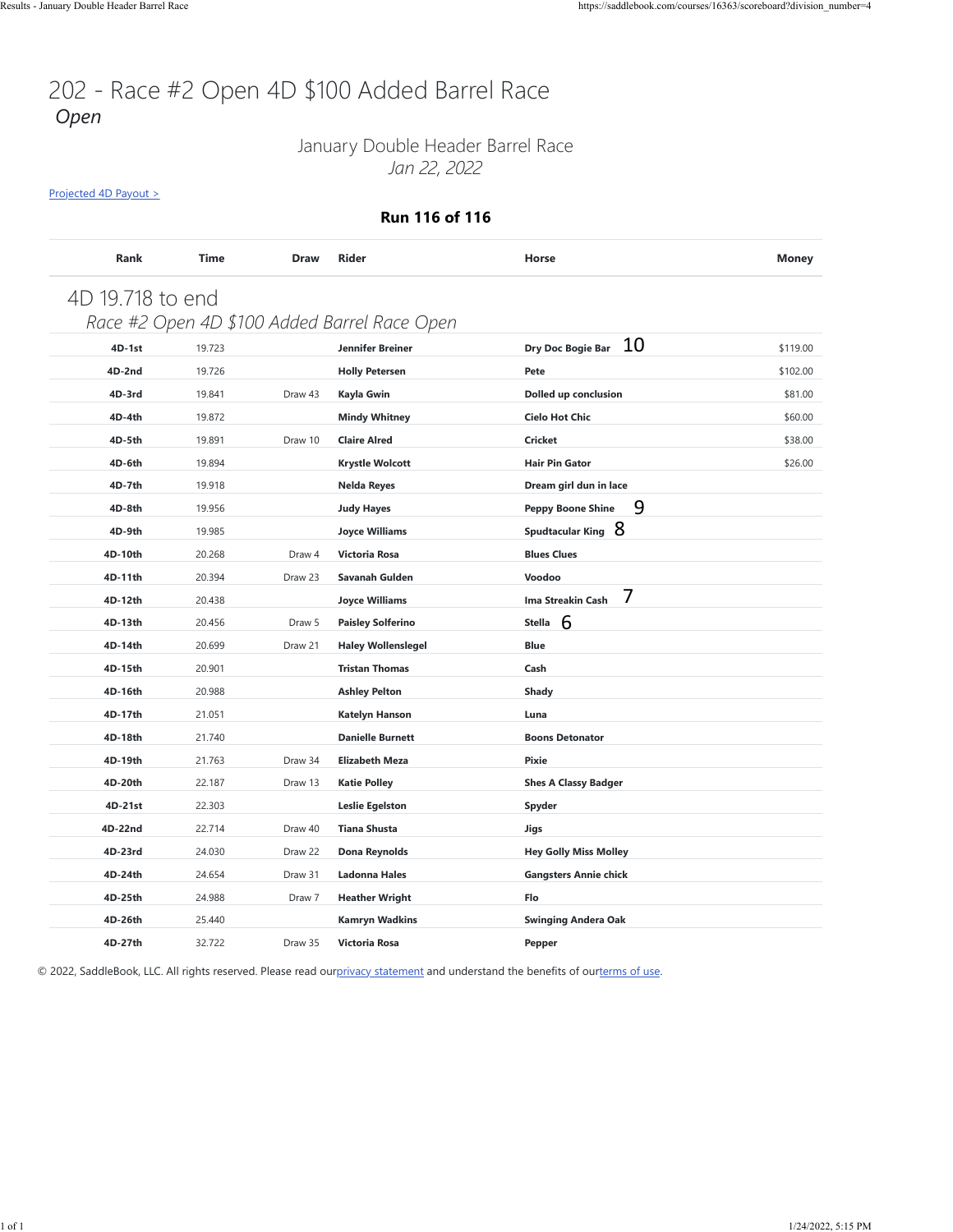# 202 - Race #2 Open 4D $100 Added Barrel Race

*Open*

January Double Header Barrel Race

*Jan 22, 2022*

Projected 4D Payout >

**Run 116 of 116**

| Rank | Time | Draw | Rider | Horse | Money |
|---|---|---|---|---|---|
| **4D 19.718 to end** | | | | | |
| *Race #2 Open 4D $100 Added Barrel Race Open* | | | | | |
| 4D-1st | 19.723 | | Jennifer Breiner | Dry Doc Bogie Bar 10 | $119.00 |
| 4D-2nd | 19.726 | | Holly Petersen | Pete | $102.00 |
| 4D-3rd | 19.841 | Draw 43 | Kayla Gwin | Dolled up conclusion | $81.00 |
| 4D-4th | 19.872 | | Mindy Whitney | Cielo Hot Chic | $60.00 |
| 4D-5th | 19.891 | Draw 10 | Claire Alred | Cricket | $38.00 |
| 4D-6th | 19.894 | | Krystle Wolcott | Hair Pin Gator | $26.00 |
| 4D-7th | 19.918 | | Nelda Reyes | Dream girl dun in lace | |
| 4D-8th | 19.956 | | Judy Hayes | Peppy Boone Shine 9 | |
| 4D-9th | 19.985 | | Joyce Williams | Spudtacular King 8 | |
| 4D-10th | 20.268 | Draw 4 | Victoria Rosa | Blues Clues | |
| 4D-11th | 20.394 | Draw 23 | Savanah Gulden | Voodoo | |
| 4D-12th | 20.438 | | Joyce Williams | Ima Streakin Cash 7 | |
| 4D-13th | 20.456 | Draw 5 | Paisley Solferino | Stella 6 | |
| 4D-14th | 20.699 | Draw 21 | Haley Wollenslegel | Blue | |
| 4D-15th | 20.901 | | Tristan Thomas | Cash | |
| 4D-16th | 20.988 | | Ashley Pelton | Shady | |
| 4D-17th | 21.051 | | Katelyn Hanson | Luna | |
| 4D-18th | 21.740 | | Danielle Burnett | Boons Detonator | |
| 4D-19th | 21.763 | Draw 34 | Elizabeth Meza | Pixie | |
| 4D-20th | 22.187 | Draw 13 | Katie Polley | Shes A Classy Badger | |
| 4D-21st | 22.303 | | Leslie Egelston | Spyder | |
| 4D-22nd | 22.714 | Draw 40 | Tiana Shusta | Jigs | |
| 4D-23rd | 24.030 | Draw 22 | Dona Reynolds | Hey Golly Miss Molley | |
| 4D-24th | 24.654 | Draw 31 | Ladonna Hales | Gangsters Annie chick | |
| 4D-25th | 24.988 | Draw 7 | Heather Wright | Flo | |
| 4D-26th | 25.440 | | Kamryn Wadkins | Swinging Andera Oak | |
| 4D-27th | 32.722 | Draw 35 | Victoria Rosa | Pepper | |

© 2022, SaddleBook, LLC. All rights reserved. Please read ourprivacy statement and understand the benefits of ourterms of use.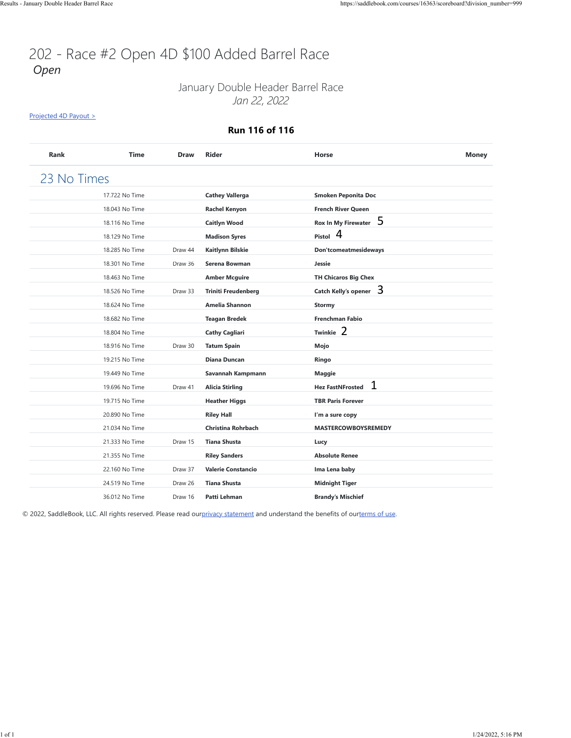# 202 - Race #2 Open 4D $100 Added Barrel Race

*Open*

January Double Header Barrel Race

*Jan 22, 2022*

[Projected 4D Payout >](#)

**Run 116 of 116**

| Rank | Time | Draw | Rider | Horse | Money |
|---|---|---|---|---|---|
| **23 No Times** | | | | | |
| | 17.722 No Time | | **Cathey Vallerga** | **Smoken Peponita Doc** | |
| | 18.043 No Time | | **Rachel Kenyon** | **French River Queen** | |
| | 18.116 No Time | | **Caitlyn Wood** | **Rox In My Firewater** 5 | |
| | 18.129 No Time | | **Madison Syres** | **Pistol** 4 | |
| | 18.285 No Time | Draw 44 | **Kaitlynn Bilskie** | **Don'tcomeatmesideways** | |
| | 18.301 No Time | Draw 36 | **Serena Bowman** | **Jessie** | |
| | 18.463 No Time | | **Amber Mcguire** | **TH Chicaros Big Chex** | |
| | 18.526 No Time | Draw 33 | **Triniti Freudenberg** | **Catch Kelly's opener** 3 | |
| | 18.624 No Time | | **Amelia Shannon** | **Stormy** | |
| | 18.682 No Time | | **Teagan Bredek** | **Frenchman Fabio** | |
| | 18.804 No Time | | **Cathy Cagliari** | **Twinkie** 2 | |
| | 18.916 No Time | Draw 30 | **Tatum Spain** | **Mojo** | |
| | 19.215 No Time | | **Diana Duncan** | **Ringo** | |
| | 19.449 No Time | | **Savannah Kampmann** | **Maggie** | |
| | 19.696 No Time | Draw 41 | **Alicia Stirling** | **Hez FastNFrosted** 1 | |
| | 19.715 No Time | | **Heather Higgs** | **TBR Paris Forever** | |
| | 20.890 No Time | | **Riley Hall** | **I'm a sure copy** | |
| | 21.034 No Time | | **Christina Rohrbach** | **MASTERCOWBOYSREMEDY** | |
| | 21.333 No Time | Draw 15 | **Tiana Shusta** | **Lucy** | |
| | 21.355 No Time | | **Riley Sanders** | **Absolute Renee** | |
| | 22.160 No Time | Draw 37 | **Valerie Constancio** | **Ima Lena baby** | |
| | 24.519 No Time | Draw 26 | **Tiana Shusta** | **Midnight Tiger** | |
| | 36.012 No Time | Draw 16 | **Patti Lehman** | **Brandy's Mischief** | |

© 2022, SaddleBook, LLC. All rights reserved. Please read our[privacy statement](#) and understand the benefits of our[terms of use](#).